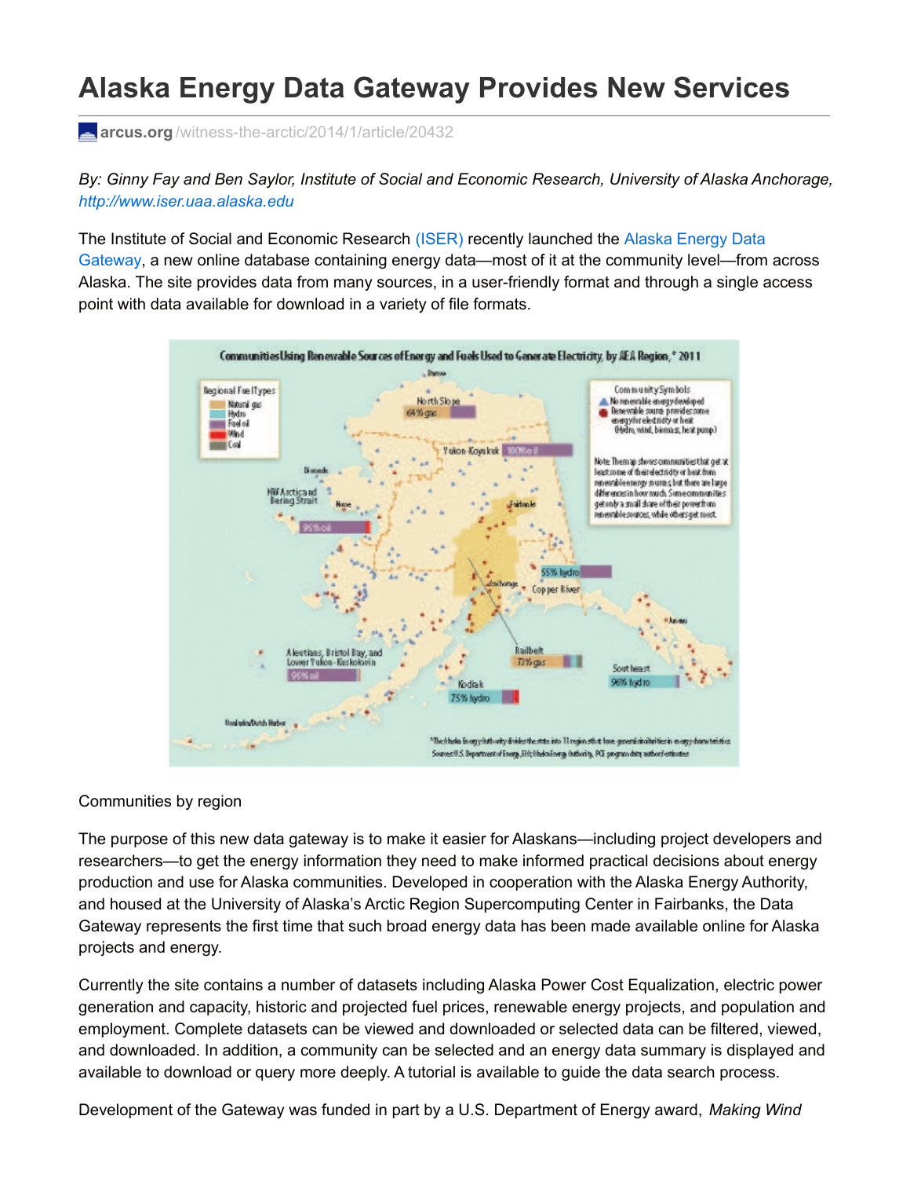# Alaska Energy Data Gateway Provides New Services

arcus.org/witness-the-arctic/2014/1/article/20432

*By: Ginny Fay and Ben Saylor, Institute of Social and Economic Research, University of Alaska Anchorage, http://www.iser.uaa.alaska.edu*

The Institute of Social and Economic Research (ISER) recently launched the Alaska Energy Data Gateway, a new online database containing energy data—most of it at the community level—from across Alaska. The site provides data from many sources, in a user-friendly format and through a single access point with data available for download in a variety of file formats.

Communities by region

The purpose of this new data gateway is to make it easier for Alaskans—including project developers and researchers—to get the energy information they need to make informed practical decisions about energy production and use for Alaska communities. Developed in cooperation with the Alaska Energy Authority, and housed at the University of Alaska's Arctic Region Supercomputing Center in Fairbanks, the Data Gateway represents the first time that such broad energy data has been made available online for Alaska projects and energy.

Currently the site contains a number of datasets including Alaska Power Cost Equalization, electric power generation and capacity, historic and projected fuel prices, renewable energy projects, and population and employment. Complete datasets can be viewed and downloaded or selected data can be filtered, viewed, and downloaded. In addition, a community can be selected and an energy data summary is displayed and available to download or query more deeply. A tutorial is available to guide the data search process.

Development of the Gateway was funded in part by a U.S. Department of Energy award, *Making Wind*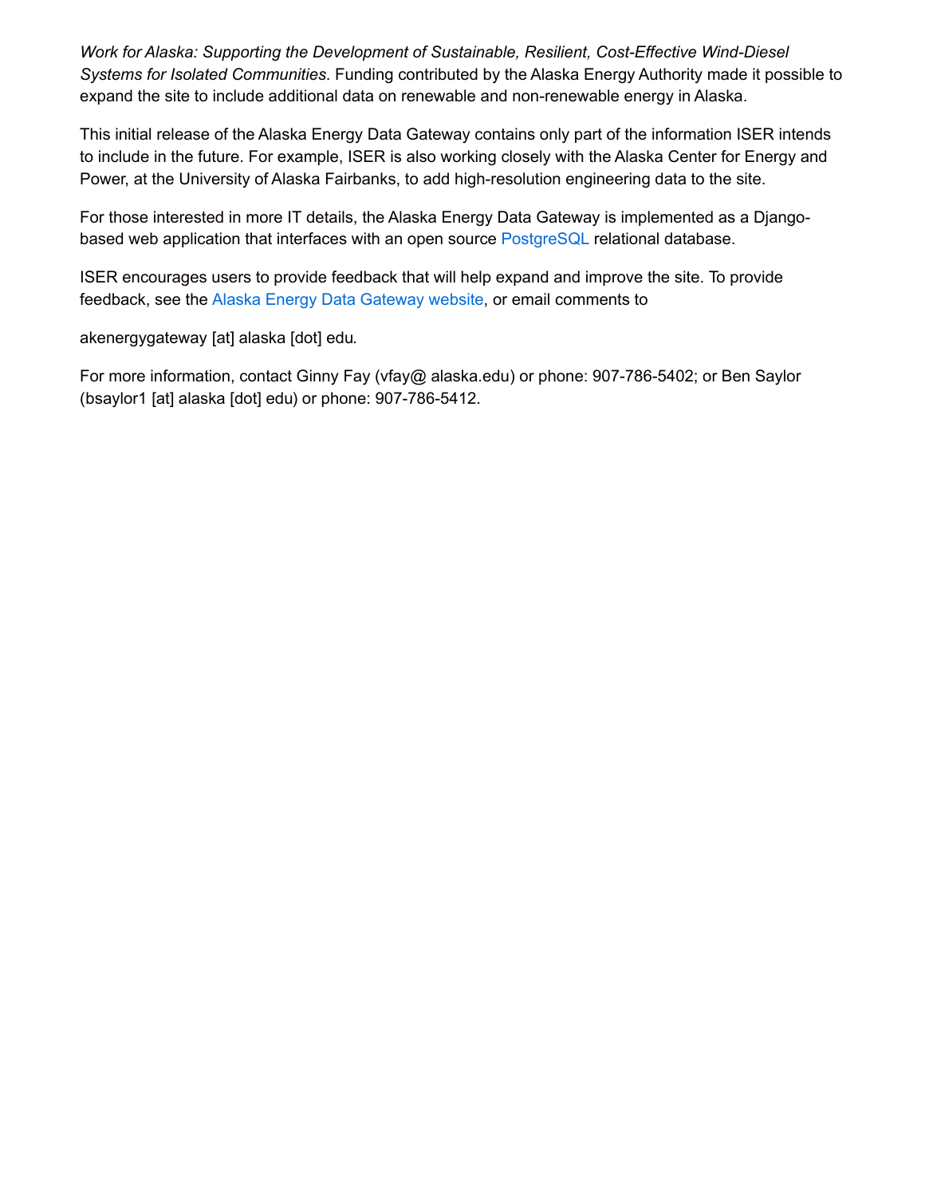*Work for Alaska: Supporting the Development of Sustainable, Resilient, Cost-Effective Wind-Diesel Systems for Isolated Communities*. Funding contributed by the Alaska Energy Authority made it possible to expand the site to include additional data on renewable and non-renewable energy in Alaska.

This initial release of the Alaska Energy Data Gateway contains only part of the information ISER intends to include in the future. For example, ISER is also working closely with the Alaska Center for Energy and Power, at the University of Alaska Fairbanks, to add high-resolution engineering data to the site.

For those interested in more IT details, the Alaska Energy Data Gateway is implemented as a Django-based web application that interfaces with an open source PostgreSQL relational database.

ISER encourages users to provide feedback that will help expand and improve the site. To provide feedback, see the Alaska Energy Data Gateway website, or email comments to

akenergygateway [at] alaska [dot] edu.

For more information, contact Ginny Fay (vfay@ alaska.edu) or phone: 907-786-5402; or Ben Saylor (bsaylor1 [at] alaska [dot] edu) or phone: 907-786-5412.